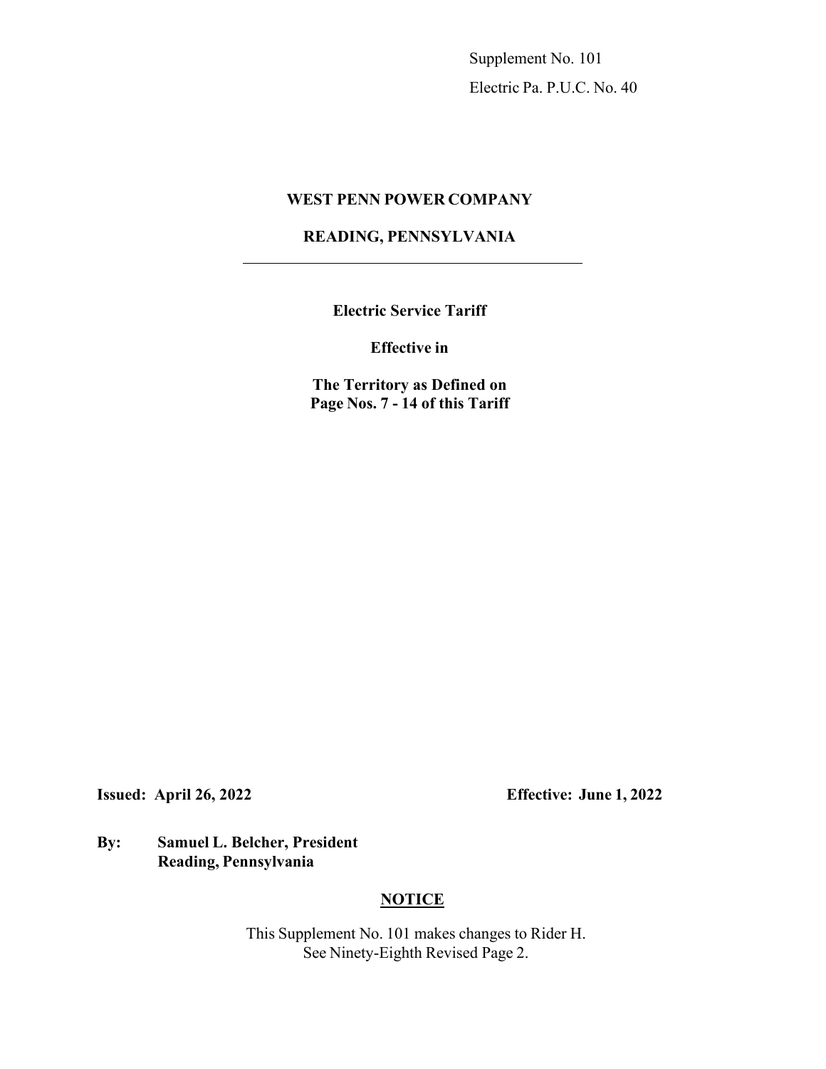Supplement No. 101

Electric Pa. P.U.C. No. 40

**WEST PENN POWER COMPANY**

**READING, PENNSYLVANIA**

---

**Electric Service Tariff**

**Effective in**

**The Territory as Defined on Page Nos. 7 - 14 of this Tariff**

**Issued: April 26, 2022** **Effective: June 1, 2022**

**By: Samuel L. Belcher, President**
**Reading, Pennsylvania**

## NOTICE

This Supplement No. 101 makes changes to Rider H.
See Ninety-Eighth Revised Page 2.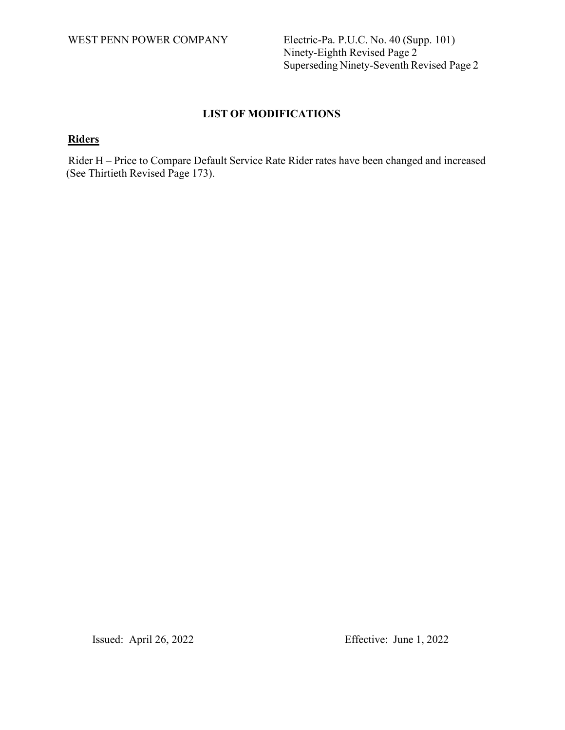WEST PENN POWER COMPANY

Electric-Pa. P.U.C. No. 40 (Supp. 101)
Ninety-Eighth Revised Page 2
Superseding Ninety-Seventh Revised Page 2

# LIST OF MODIFICATIONS

## Riders

Rider H – Price to Compare Default Service Rate Rider rates have been changed and increased (See Thirtieth Revised Page 173).

Issued: April 26, 2022 Effective: June 1, 2022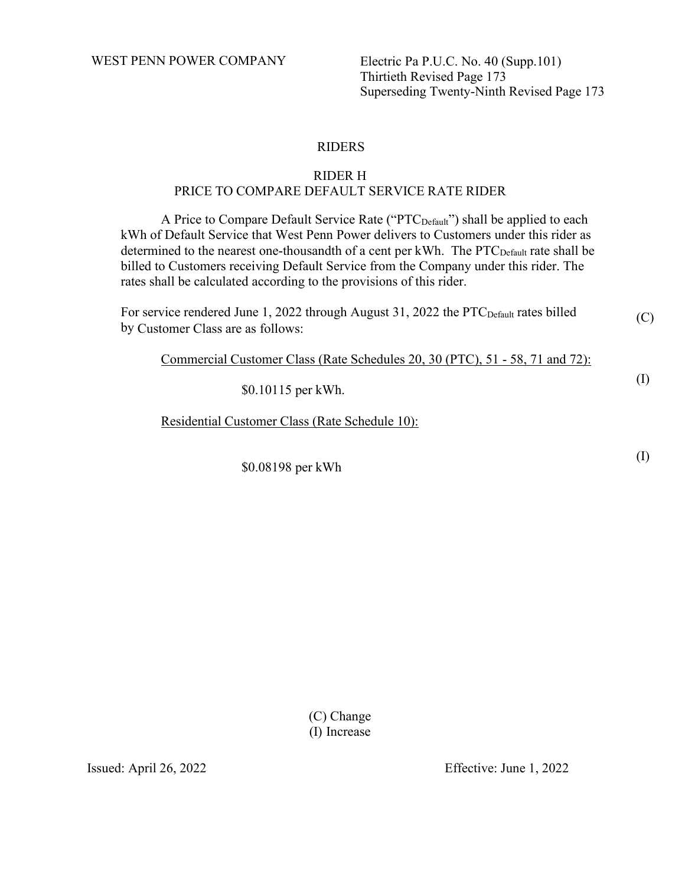WEST PENN POWER COMPANY

Electric Pa P.U.C. No. 40 (Supp.101)
Thirtieth Revised Page 173
Superseding Twenty-Ninth Revised Page 173

## RIDERS

### RIDER H
### PRICE TO COMPARE DEFAULT SERVICE RATE RIDER

A Price to Compare Default Service Rate ("$PTC_{Default}$") shall be applied to each kWh of Default Service that West Penn Power delivers to Customers under this rider as determined to the nearest one-thousandth of a cent per kWh. The $PTC_{Default}$ rate shall be billed to Customers receiving Default Service from the Company under this rider. The rates shall be calculated according to the provisions of this rider.

For service rendered June 1, 2022 through August 31, 2022 the $PTC_{Default}$ rates billed by Customer Class are as follows: (C)

Commercial Customer Class (Rate Schedules 20, 30 (PTC), 51 - 58, 71 and 72):

$0.10115 per kWh. (I)

Residential Customer Class (Rate Schedule 10):

$0.08198 per kWh (I)

(C) Change
(I) Increase

Issued: April 26, 2022

Effective: June 1, 2022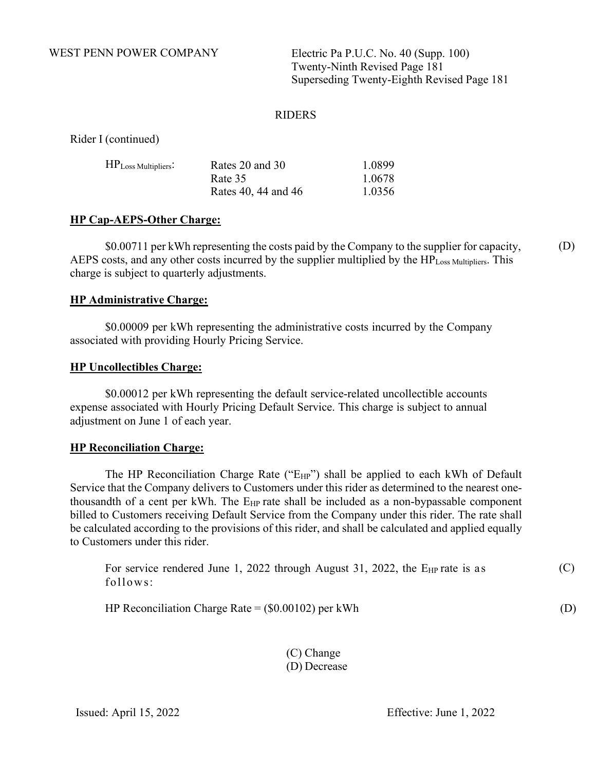WEST PENN POWER COMPANY

Electric Pa P.U.C. No. 40 (Supp. 100)
Twenty-Ninth Revised Page 181
Superseding Twenty-Eighth Revised Page 181

RIDERS

Rider I (continued)

| | | |
|---|---|---|
| $HP_{Loss\ Multipliers}$: | Rates 20 and 30 | 1.0899 |
| | Rate 35 | 1.0678 |
| | Rates 40, 44 and 46 | 1.0356 |

**<u>HP Cap-AEPS-Other Charge:</u>**

$0.00711 per kWh representing the costs paid by the Company to the supplier for capacity, AEPS costs, and any other costs incurred by the supplier multiplied by the $HP_{Loss\ Multipliers}$. This charge is subject to quarterly adjustments. (D)

**<u>HP Administrative Charge:</u>**

$0.00009 per kWh representing the administrative costs incurred by the Company associated with providing Hourly Pricing Service.

**<u>HP Uncollectibles Charge:</u>**

$0.00012 per kWh representing the default service-related uncollectible accounts expense associated with Hourly Pricing Default Service. This charge is subject to annual adjustment on June 1 of each year.

**<u>HP Reconciliation Charge:</u>**

The HP Reconciliation Charge Rate ("$E_{HP}$") shall be applied to each kWh of Default Service that the Company delivers to Customers under this rider as determined to the nearest one-thousandth of a cent per kWh. The $E_{HP}$ rate shall be included as a non-bypassable component billed to Customers receiving Default Service from the Company under this rider. The rate shall be calculated according to the provisions of this rider, and shall be calculated and applied equally to Customers under this rider.

For service rendered June 1, 2022 through August 31, 2022, the $E_{HP}$ rate is as follows: (C)

HP Reconciliation Charge Rate = ($0.00102) per kWh (D)

(C) Change
(D) Decrease

Issued: April 15, 2022 Effective: June 1, 2022